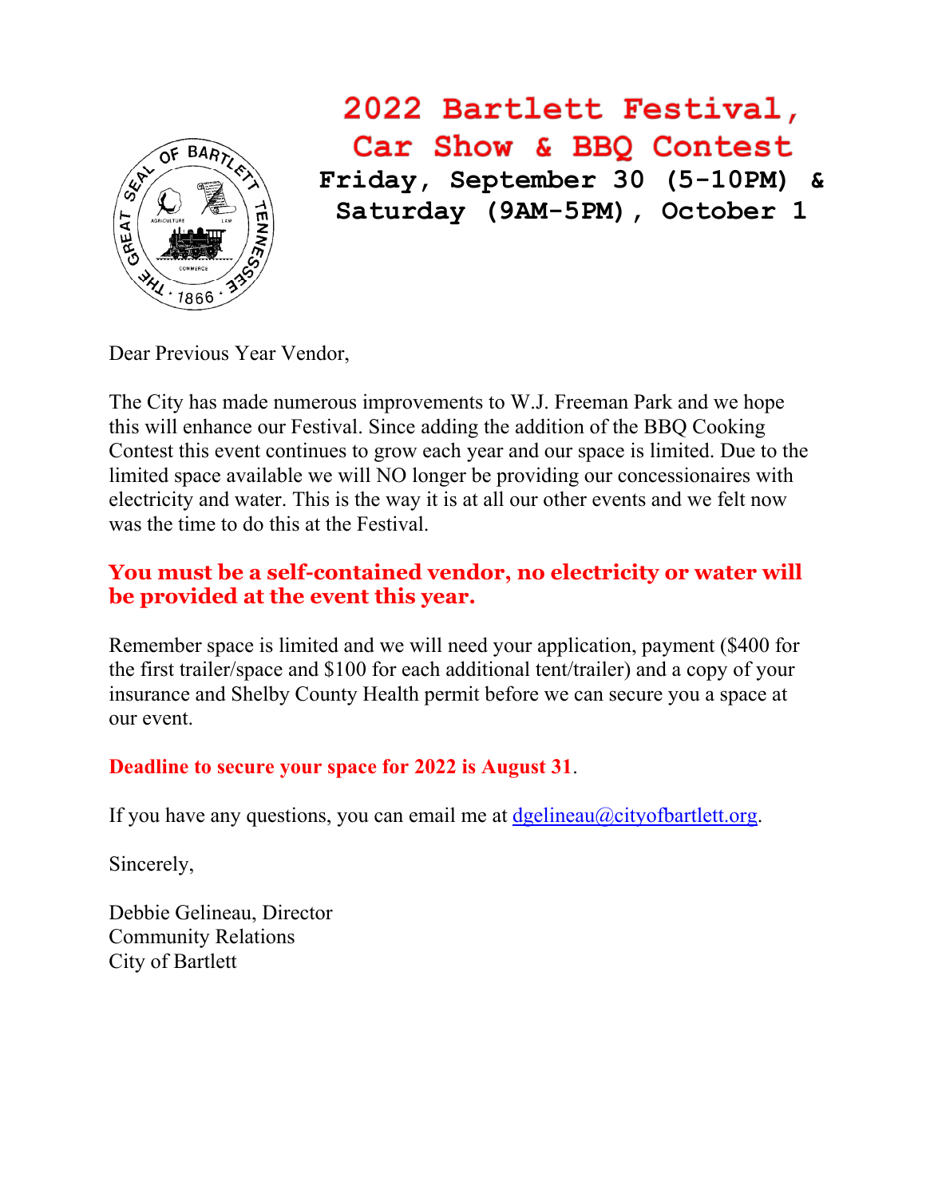# 2022 Bartlett Festival, Car Show & BBQ Contest

**Friday, September 30 (5-10PM) & Saturday (9AM-5PM), October 1**

Dear Previous Year Vendor,

The City has made numerous improvements to W.J. Freeman Park and we hope this will enhance our Festival. Since adding the addition of the BBQ Cooking Contest this event continues to grow each year and our space is limited. Due to the limited space available we will NO longer be providing our concessionaires with electricity and water. This is the way it is at all our other events and we felt now was the time to do this at the Festival.

**You must be a self-contained vendor, no electricity or water will be provided at the event this year.**

Remember space is limited and we will need your application, payment ($400 for the first trailer/space and $100 for each additional tent/trailer) and a copy of your insurance and Shelby County Health permit before we can secure you a space at our event.

**Deadline to secure your space for 2022 is August 31**.

If you have any questions, you can email me at dgelineau@cityofbartlett.org.

Sincerely,

Debbie Gelineau, Director
Community Relations
City of Bartlett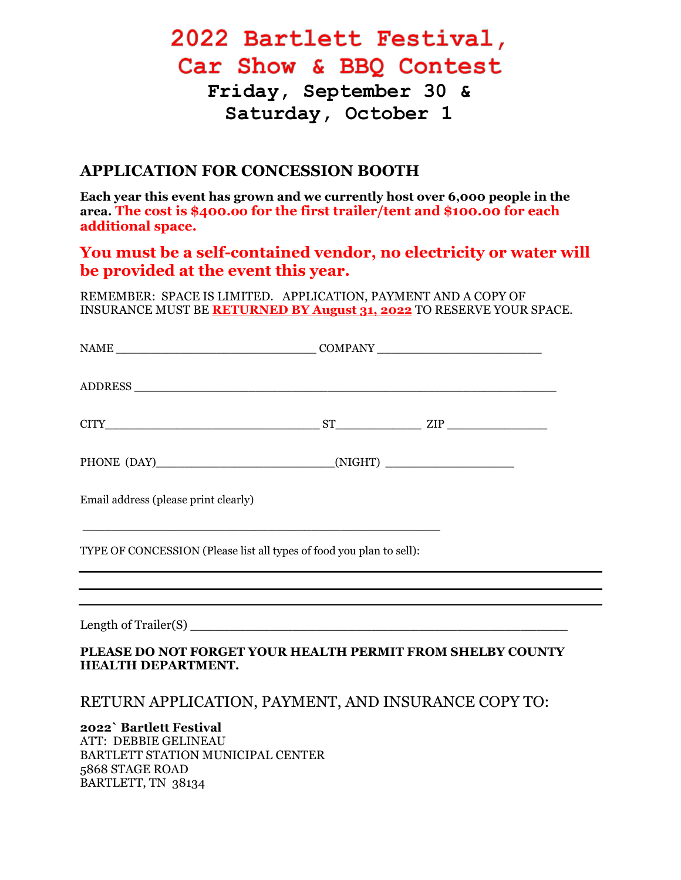# 2022 Bartlett Festival, Car Show & BBQ Contest

**Friday, September 30 & Saturday, October 1**

## APPLICATION FOR CONCESSION BOOTH

**Each year this event has grown and we currently host over 6,000 people in the area. The cost is $400.00 for the first trailer/tent and $100.00 for each additional space.**

**You must be a self-contained vendor, no electricity or water will be provided at the event this year.**

REMEMBER: SPACE IS LIMITED. APPLICATION, PAYMENT AND A COPY OF INSURANCE MUST BE **RETURNED BY August 31, 2022** TO RESERVE YOUR SPACE.

NAME ____________________________ COMPANY _______________________

ADDRESS ___________________________________________________________

CITY______________________________ ST____________ ZIP ______________

PHONE (DAY)_________________________(NIGHT) __________________

Email address (please print clearly)

_________________________________________________

TYPE OF CONCESSION (Please list all types of food you plan to sell):

______________________________________________________________________

______________________________________________________________________

______________________________________________________________________

Length of Trailer(S) _____________________________________________________

**PLEASE DO NOT FORGET YOUR HEALTH PERMIT FROM SHELBY COUNTY HEALTH DEPARTMENT.**

RETURN APPLICATION, PAYMENT, AND INSURANCE COPY TO:

**2022` Bartlett Festival**
ATT: DEBBIE GELINEAU
BARTLETT STATION MUNICIPAL CENTER
5868 STAGE ROAD
BARTLETT, TN 38134